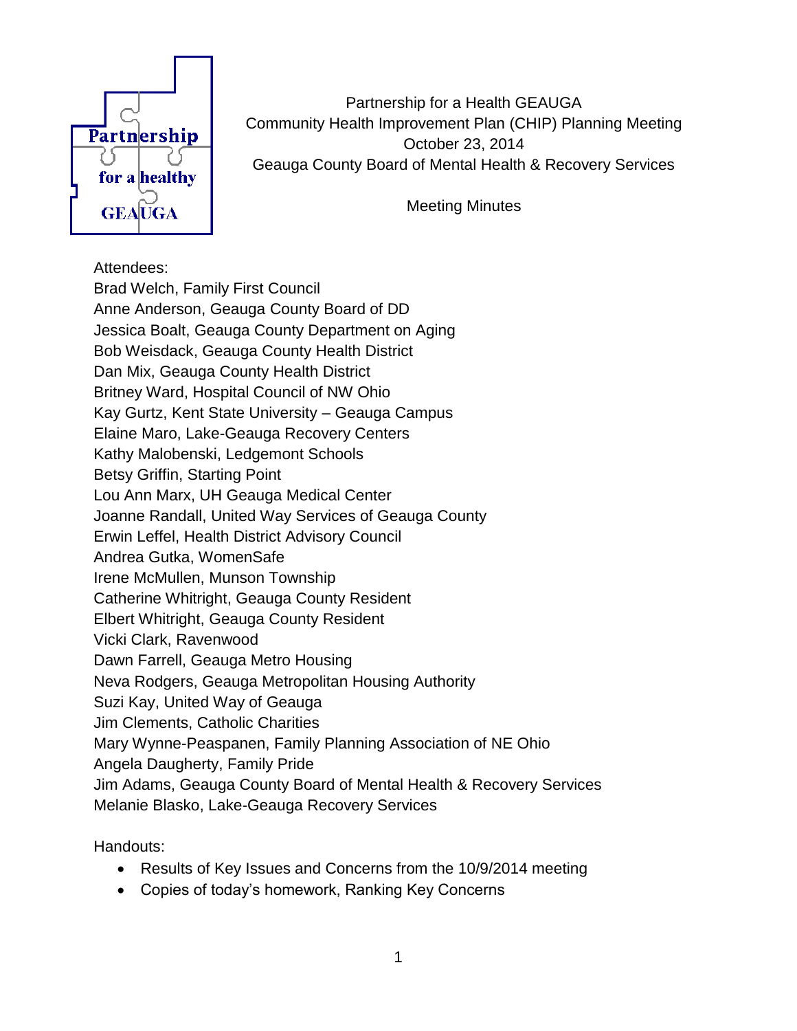Partnership for a Health GEAUGA
Community Health Improvement Plan (CHIP) Planning Meeting
October 23, 2014
Geauga County Board of Mental Health & Recovery Services

Meeting Minutes

Attendees:
Brad Welch, Family First Council
Anne Anderson, Geauga County Board of DD
Jessica Boalt, Geauga County Department on Aging
Bob Weisdack, Geauga County Health District
Dan Mix, Geauga County Health District
Britney Ward, Hospital Council of NW Ohio
Kay Gurtz, Kent State University – Geauga Campus
Elaine Maro, Lake-Geauga Recovery Centers
Kathy Malobenski, Ledgemont Schools
Betsy Griffin, Starting Point
Lou Ann Marx, UH Geauga Medical Center
Joanne Randall, United Way Services of Geauga County
Erwin Leffel, Health District Advisory Council
Andrea Gutka, WomenSafe
Irene McMullen, Munson Township
Catherine Whitright, Geauga County Resident
Elbert Whitright, Geauga County Resident
Vicki Clark, Ravenwood
Dawn Farrell, Geauga Metro Housing
Neva Rodgers, Geauga Metropolitan Housing Authority
Suzi Kay, United Way of Geauga
Jim Clements, Catholic Charities
Mary Wynne-Peaspanen, Family Planning Association of NE Ohio
Angela Daugherty, Family Pride
Jim Adams, Geauga County Board of Mental Health & Recovery Services
Melanie Blasko, Lake-Geauga Recovery Services

Handouts:

- Results of Key Issues and Concerns from the 10/9/2014 meeting
- Copies of today's homework, Ranking Key Concerns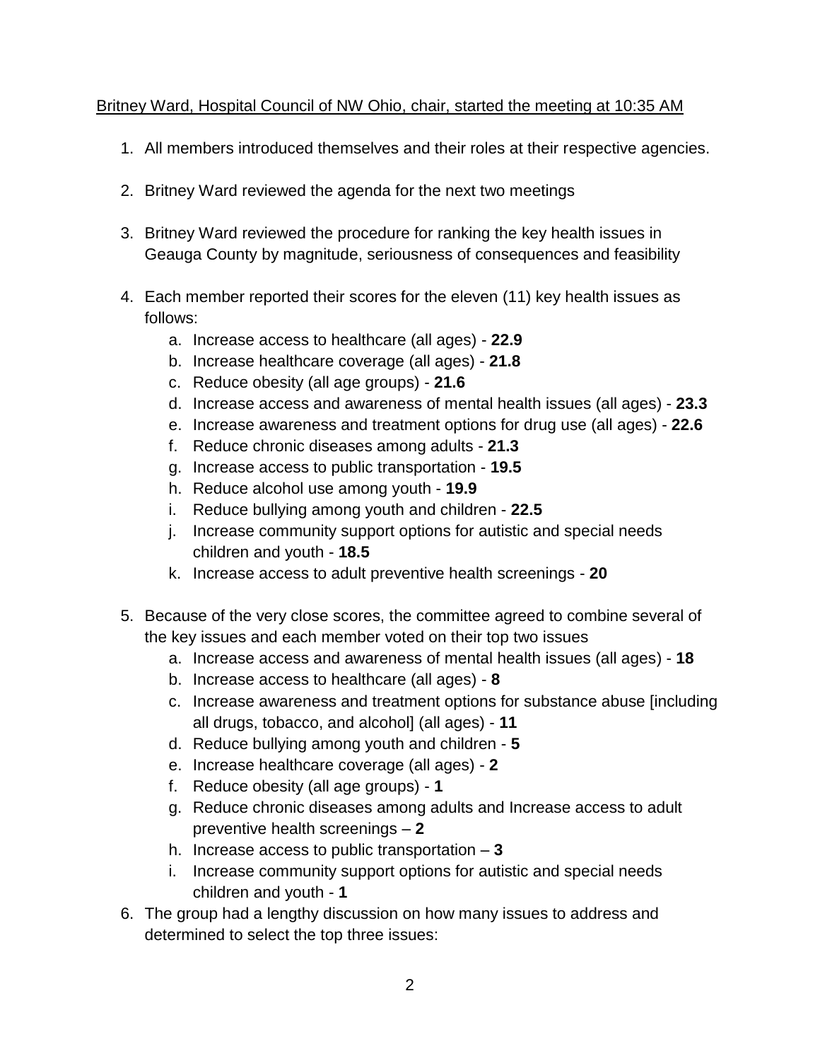<u>Britney Ward, Hospital Council of NW Ohio, chair, started the meeting at 10:35 AM</u>

1. All members introduced themselves and their roles at their respective agencies.

2. Britney Ward reviewed the agenda for the next two meetings

3. Britney Ward reviewed the procedure for ranking the key health issues in Geauga County by magnitude, seriousness of consequences and feasibility

4. Each member reported their scores for the eleven (11) key health issues as follows:
   a. Increase access to healthcare (all ages) - **22.9**
   b. Increase healthcare coverage (all ages) - **21.8**
   c. Reduce obesity (all age groups) - **21.6**
   d. Increase access and awareness of mental health issues (all ages) - **23.3**
   e. Increase awareness and treatment options for drug use (all ages) - **22.6**
   f. Reduce chronic diseases among adults - **21.3**
   g. Increase access to public transportation - **19.5**
   h. Reduce alcohol use among youth - **19.9**
   i. Reduce bullying among youth and children - **22.5**
   j. Increase community support options for autistic and special needs children and youth - **18.5**
   k. Increase access to adult preventive health screenings - **20**

5. Because of the very close scores, the committee agreed to combine several of the key issues and each member voted on their top two issues
   a. Increase access and awareness of mental health issues (all ages) - **18**
   b. Increase access to healthcare (all ages) - **8**
   c. Increase awareness and treatment options for substance abuse [including all drugs, tobacco, and alcohol] (all ages) - **11**
   d. Reduce bullying among youth and children - **5**
   e. Increase healthcare coverage (all ages) - **2**
   f. Reduce obesity (all age groups) - **1**
   g. Reduce chronic diseases among adults and Increase access to adult preventive health screenings – **2**
   h. Increase access to public transportation – **3**
   i. Increase community support options for autistic and special needs children and youth - **1**

6. The group had a lengthy discussion on how many issues to address and determined to select the top three issues: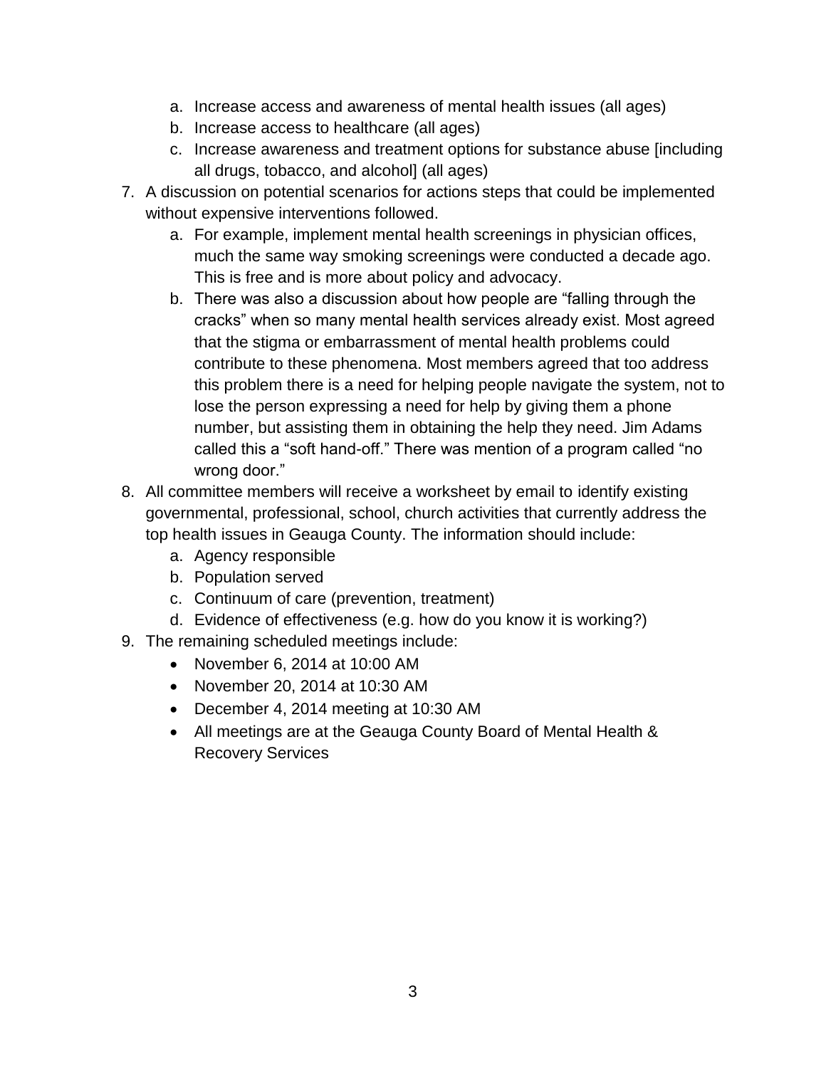a. Increase access and awareness of mental health issues (all ages)
   b. Increase access to healthcare (all ages)
   c. Increase awareness and treatment options for substance abuse [including all drugs, tobacco, and alcohol] (all ages)

7. A discussion on potential scenarios for actions steps that could be implemented without expensive interventions followed.
   a. For example, implement mental health screenings in physician offices, much the same way smoking screenings were conducted a decade ago. This is free and is more about policy and advocacy.
   b. There was also a discussion about how people are "falling through the cracks" when so many mental health services already exist. Most agreed that the stigma or embarrassment of mental health problems could contribute to these phenomena. Most members agreed that too address this problem there is a need for helping people navigate the system, not to lose the person expressing a need for help by giving them a phone number, but assisting them in obtaining the help they need. Jim Adams called this a "soft hand-off." There was mention of a program called "no wrong door."
8. All committee members will receive a worksheet by email to identify existing governmental, professional, school, church activities that currently address the top health issues in Geauga County. The information should include:
   a. Agency responsible
   b. Population served
   c. Continuum of care (prevention, treatment)
   d. Evidence of effectiveness (e.g. how do you know it is working?)
9. The remaining scheduled meetings include:
   - November 6, 2014 at 10:00 AM
   - November 20, 2014 at 10:30 AM
   - December 4, 2014 meeting at 10:30 AM
   - All meetings are at the Geauga County Board of Mental Health & Recovery Services